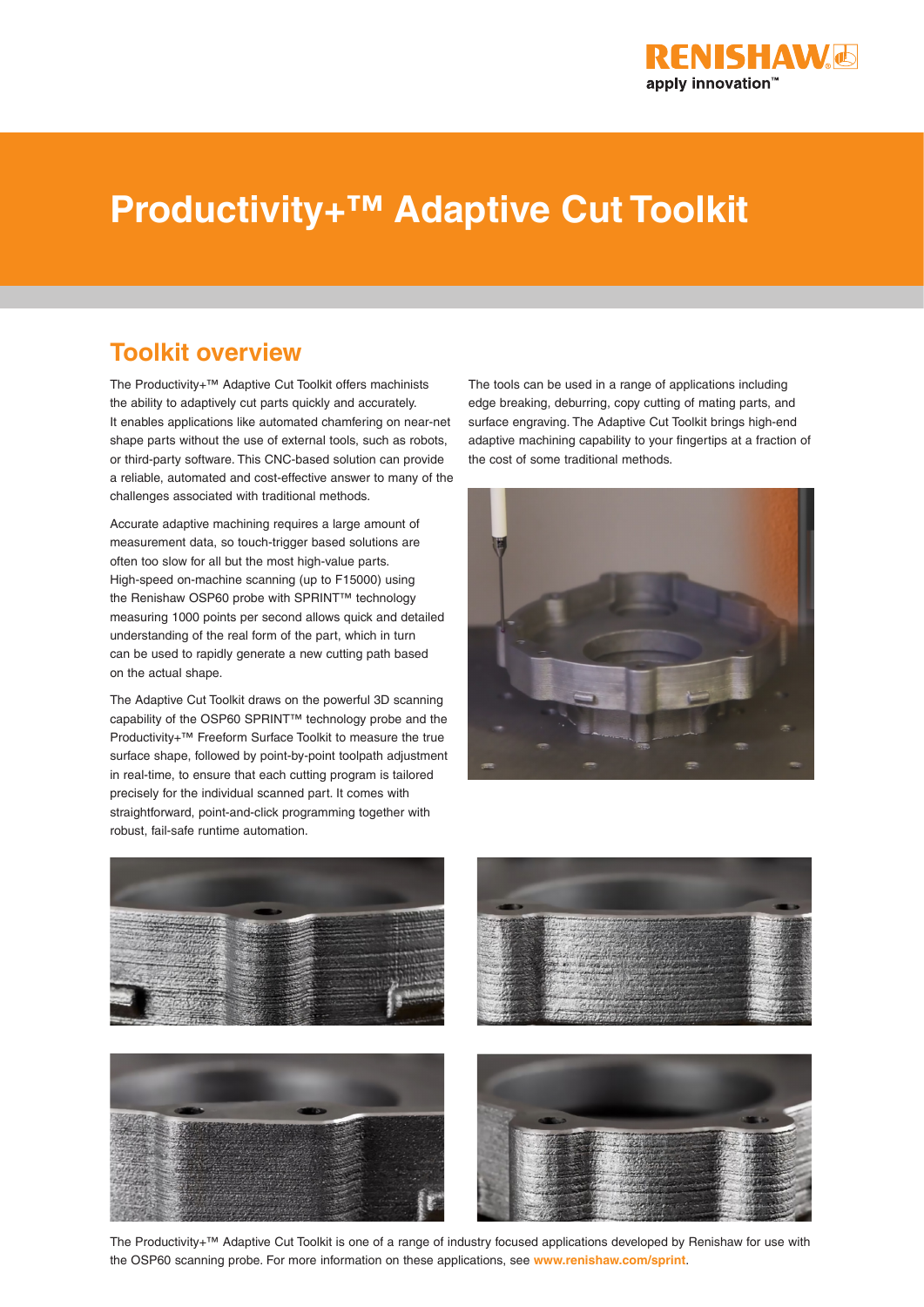# Productivity+™ Adaptive Cut Toolkit

## Toolkit overview

The Productivity+™ Adaptive Cut Toolkit offers machinists the ability to adaptively cut parts quickly and accurately. It enables applications like automated chamfering on near-net shape parts without the use of external tools, such as robots, or third-party software. This CNC-based solution can provide a reliable, automated and cost-effective answer to many of the challenges associated with traditional methods.

Accurate adaptive machining requires a large amount of measurement data, so touch-trigger based solutions are often too slow for all but the most high-value parts. High-speed on-machine scanning (up to F15000) using the Renishaw OSP60 probe with SPRINT™ technology measuring 1000 points per second allows quick and detailed understanding of the real form of the part, which in turn can be used to rapidly generate a new cutting path based on the actual shape.

The Adaptive Cut Toolkit draws on the powerful 3D scanning capability of the OSP60 SPRINT™ technology probe and the Productivity+™ Freeform Surface Toolkit to measure the true surface shape, followed by point-by-point toolpath adjustment in real-time, to ensure that each cutting program is tailored precisely for the individual scanned part. It comes with straightforward, point-and-click programming together with robust, fail-safe runtime automation.

The tools can be used in a range of applications including edge breaking, deburring, copy cutting of mating parts, and surface engraving. The Adaptive Cut Toolkit brings high-end adaptive machining capability to your fingertips at a fraction of the cost of some traditional methods.

The Productivity+™ Adaptive Cut Toolkit is one of a range of industry focused applications developed by Renishaw for use with the OSP60 scanning probe. For more information on these applications, see **www.renishaw.com/sprint**.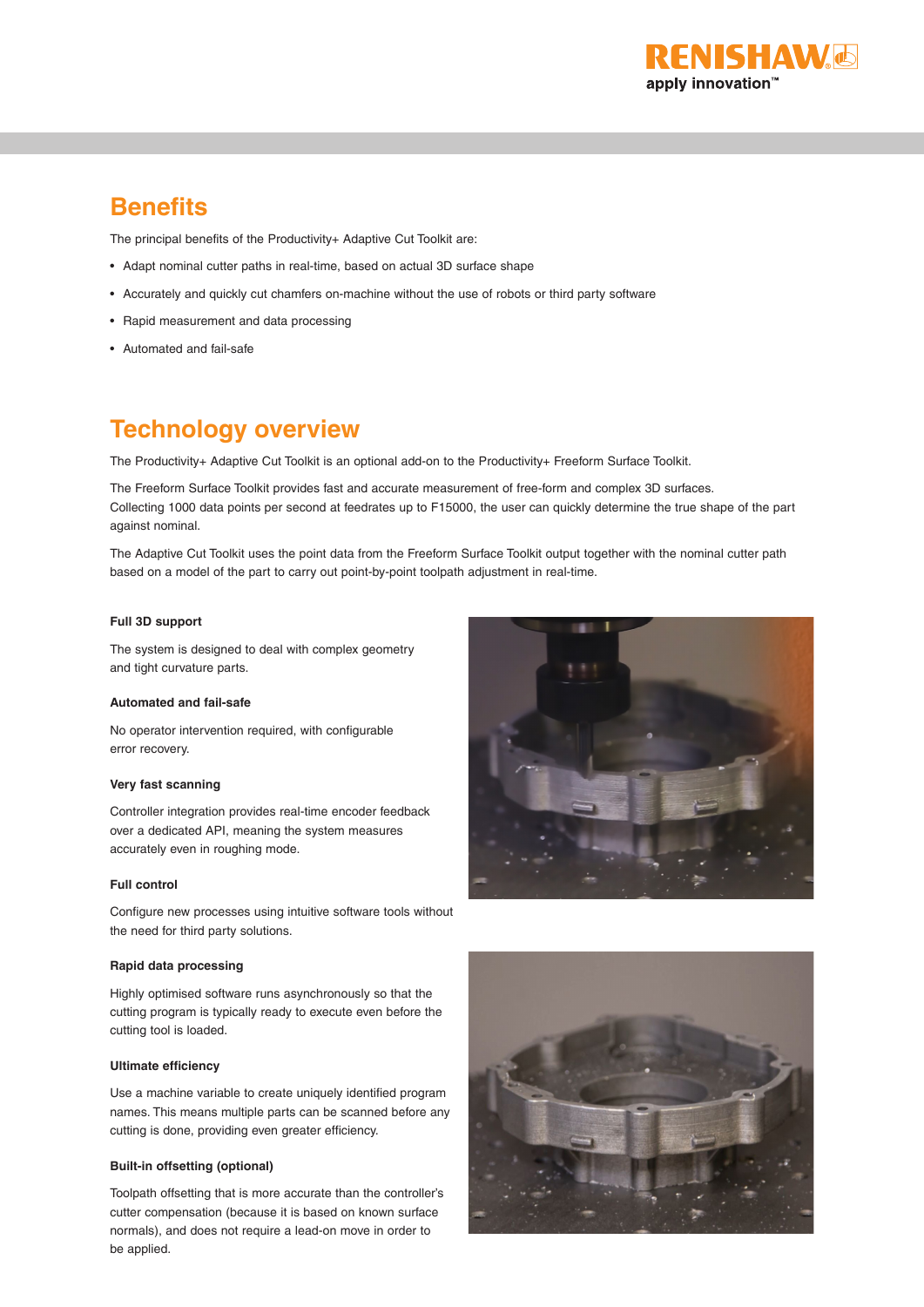## Benefits

The principal benefits of the Productivity+ Adaptive Cut Toolkit are:

- Adapt nominal cutter paths in real-time, based on actual 3D surface shape
- Accurately and quickly cut chamfers on-machine without the use of robots or third party software
- Rapid measurement and data processing
- Automated and fail-safe

## Technology overview

The Productivity+ Adaptive Cut Toolkit is an optional add-on to the Productivity+ Freeform Surface Toolkit.

The Freeform Surface Toolkit provides fast and accurate measurement of free-form and complex 3D surfaces.
Collecting 1000 data points per second at feedrates up to F15000, the user can quickly determine the true shape of the part against nominal.

The Adaptive Cut Toolkit uses the point data from the Freeform Surface Toolkit output together with the nominal cutter path based on a model of the part to carry out point-by-point toolpath adjustment in real-time.

**Full 3D support**

The system is designed to deal with complex geometry and tight curvature parts.

**Automated and fail-safe**

No operator intervention required, with configurable error recovery.

**Very fast scanning**

Controller integration provides real-time encoder feedback over a dedicated API, meaning the system measures accurately even in roughing mode.

**Full control**

Configure new processes using intuitive software tools without the need for third party solutions.

**Rapid data processing**

Highly optimised software runs asynchronously so that the cutting program is typically ready to execute even before the cutting tool is loaded.

**Ultimate efficiency**

Use a machine variable to create uniquely identified program names. This means multiple parts can be scanned before any cutting is done, providing even greater efficiency.

**Built-in offsetting (optional)**

Toolpath offsetting that is more accurate than the controller's cutter compensation (because it is based on known surface normals), and does not require a lead-on move in order to be applied.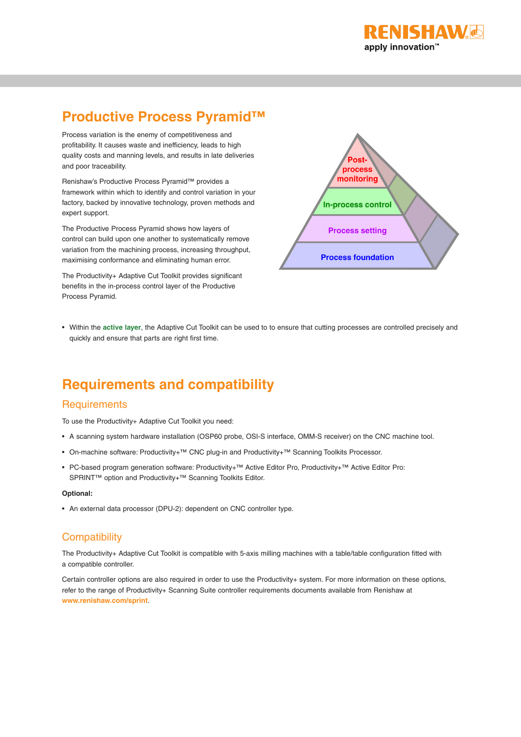# Productive Process Pyramid™

Process variation is the enemy of competitiveness and profitability. It causes waste and inefficiency, leads to high quality costs and manning levels, and results in late deliveries and poor traceability.

Renishaw's Productive Process Pyramid™ provides a framework within which to identify and control variation in your factory, backed by innovative technology, proven methods and expert support.

The Productive Process Pyramid shows how layers of control can build upon one another to systematically remove variation from the machining process, increasing throughput, maximising conformance and eliminating human error.

The Productivity+ Adaptive Cut Toolkit provides significant benefits in the in-process control layer of the Productive Process Pyramid.

Post-process monitoring

In-process control

Process setting

Process foundation

- Within the **active layer**, the Adaptive Cut Toolkit can be used to to ensure that cutting processes are controlled precisely and quickly and ensure that parts are right first time.

# Requirements and compatibility

## Requirements

To use the Productivity+ Adaptive Cut Toolkit you need:

- A scanning system hardware installation (OSP60 probe, OSI-S interface, OMM-S receiver) on the CNC machine tool.
- On-machine software: Productivity+™ CNC plug-in and Productivity+™ Scanning Toolkits Processor.
- PC-based program generation software: Productivity+™ Active Editor Pro, Productivity+™ Active Editor Pro: SPRINT™ option and Productivity+™ Scanning Toolkits Editor.

**Optional:**

- An external data processor (DPU-2): dependent on CNC controller type.

## Compatibility

The Productivity+ Adaptive Cut Toolkit is compatible with 5-axis milling machines with a table/table configuration fitted with a compatible controller.

Certain controller options are also required in order to use the Productivity+ system. For more information on these options, refer to the range of Productivity+ Scanning Suite controller requirements documents available from Renishaw at **www.renishaw.com/sprint**.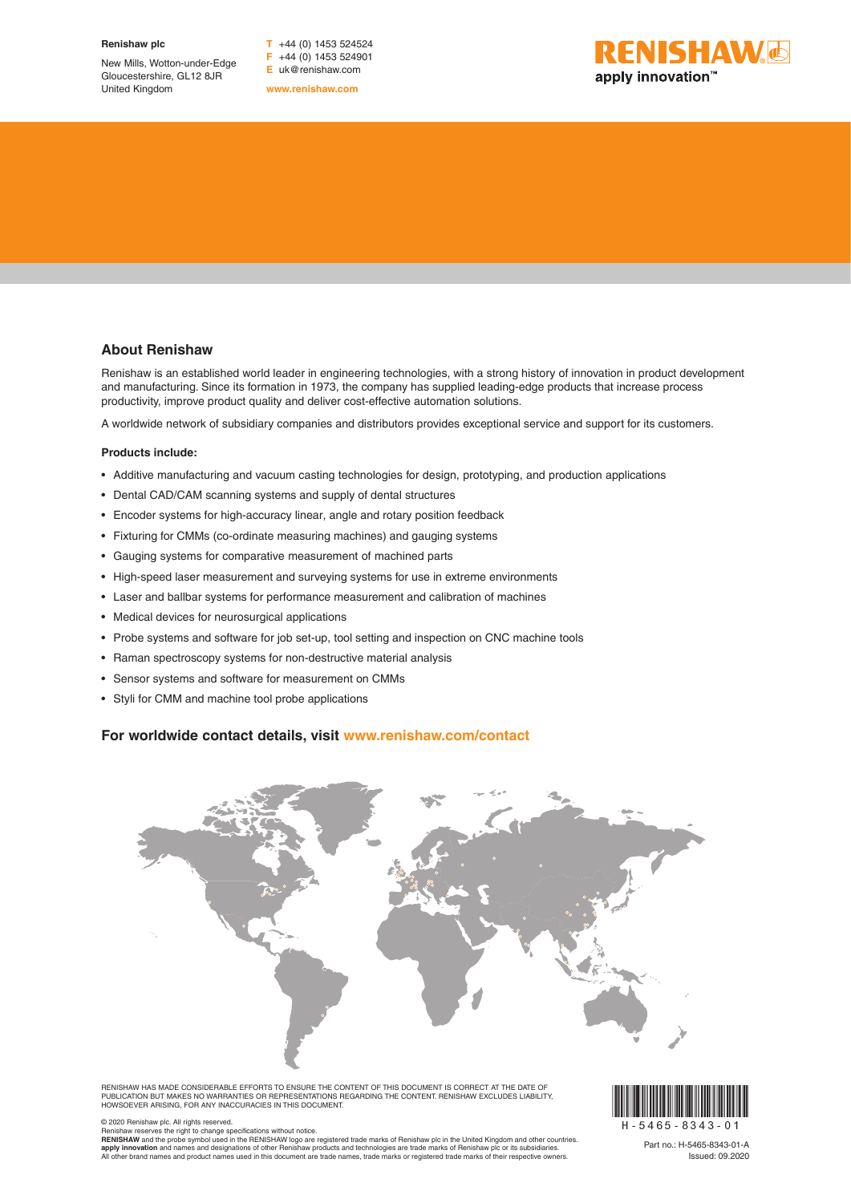**Renishaw plc**

New Mills, Wotton-under-Edge
Gloucestershire, GL12 8JR
United Kingdom

**T** +44 (0) 1453 524524
**F** +44 (0) 1453 524901
**E** uk@renishaw.com

www.renishaw.com

RENISHAW
apply innovation™

## About Renishaw

Renishaw is an established world leader in engineering technologies, with a strong history of innovation in product development and manufacturing. Since its formation in 1973, the company has supplied leading-edge products that increase process productivity, improve product quality and deliver cost-effective automation solutions.

A worldwide network of subsidiary companies and distributors provides exceptional service and support for its customers.

**Products include:**

- Additive manufacturing and vacuum casting technologies for design, prototyping, and production applications
- Dental CAD/CAM scanning systems and supply of dental structures
- Encoder systems for high-accuracy linear, angle and rotary position feedback
- Fixturing for CMMs (co-ordinate measuring machines) and gauging systems
- Gauging systems for comparative measurement of machined parts
- High-speed laser measurement and surveying systems for use in extreme environments
- Laser and ballbar systems for performance measurement and calibration of machines
- Medical devices for neurosurgical applications
- Probe systems and software for job set-up, tool setting and inspection on CNC machine tools
- Raman spectroscopy systems for non-destructive material analysis
- Sensor systems and software for measurement on CMMs
- Styli for CMM and machine tool probe applications

### For worldwide contact details, visit www.renishaw.com/contact

RENISHAW HAS MADE CONSIDERABLE EFFORTS TO ENSURE THE CONTENT OF THIS DOCUMENT IS CORRECT AT THE DATE OF PUBLICATION BUT MAKES NO WARRANTIES OR REPRESENTATIONS REGARDING THE CONTENT. RENISHAW EXCLUDES LIABILITY, HOWSOEVER ARISING, FOR ANY INACCURACIES IN THIS DOCUMENT.

© 2020 Renishaw plc. All rights reserved.
Renishaw reserves the right to change specifications without notice.
**RENISHAW** and the probe symbol used in the RENISHAW logo are registered trade marks of Renishaw plc in the United Kingdom and other countries.
**apply innovation** and names and designations of other Renishaw products and technologies are trade marks of Renishaw plc or its subsidiaries.
All other brand names and product names used in this document are trade names, trade marks or registered trade marks of their respective owners.

H-5465-8343-01

Part no.: H-5465-8343-01-A
Issued: 09.2020